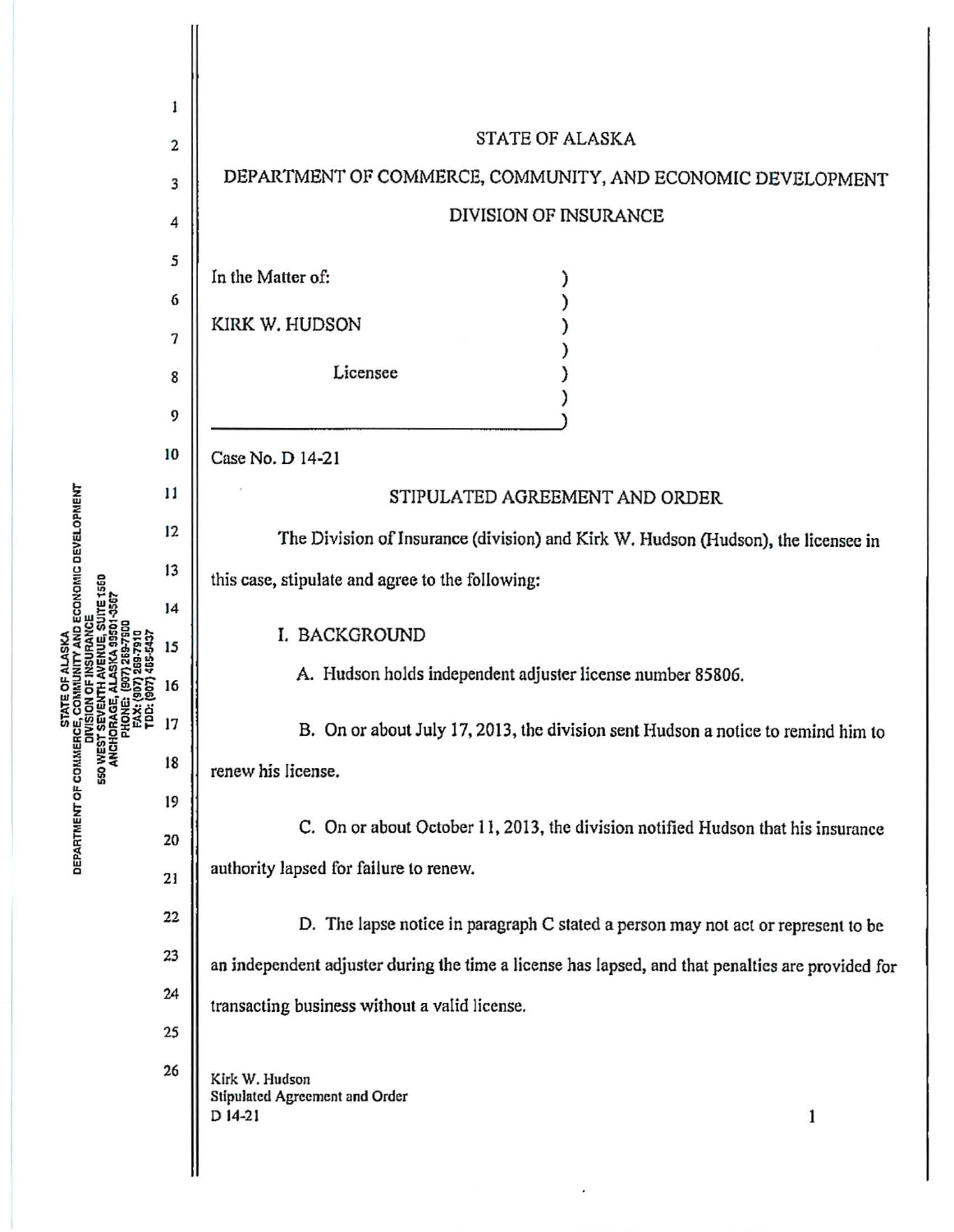STATE OF ALASKA

DEPARTMENT OF COMMERCE, COMMUNITY, AND ECONOMIC DEVELOPMENT

DIVISION OF INSURANCE

In the Matter of:

KIRK W. HUDSON

Licensee

Case No. D 14-21

## STIPULATED AGREEMENT AND ORDER

The Division of Insurance (division) and Kirk W. Hudson (Hudson), the licensee in this case, stipulate and agree to the following:

### I. BACKGROUND

A. Hudson holds independent adjuster license number 85806.

B. On or about July 17, 2013, the division sent Hudson a notice to remind him to renew his license.

C. On or about October 11, 2013, the division notified Hudson that his insurance authority lapsed for failure to renew.

D. The lapse notice in paragraph C stated a person may not act or represent to be an independent adjuster during the time a license has lapsed, and that penalties are provided for transacting business without a valid license.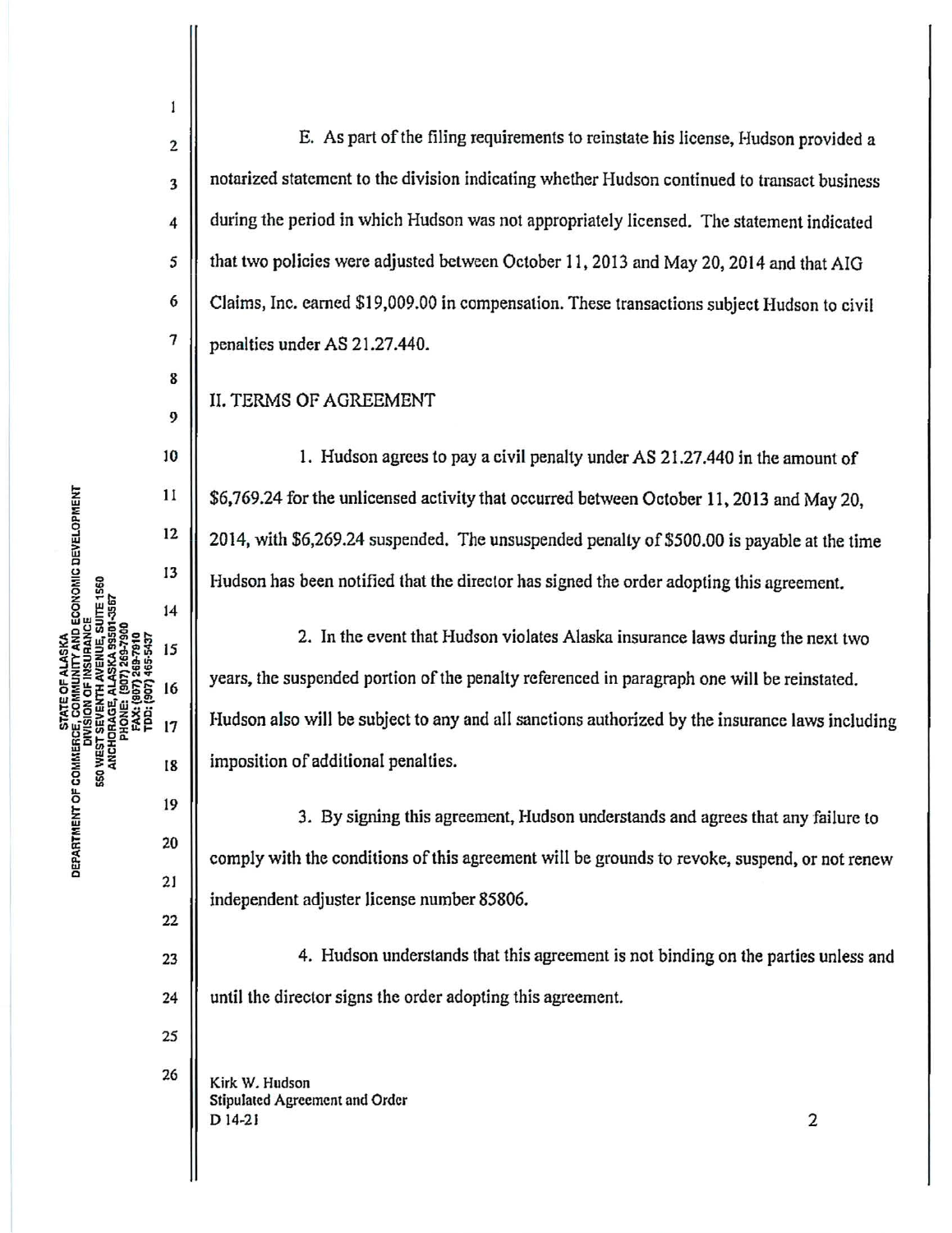E. As part of the filing requirements to reinstate his license, Hudson provided a notarized statement to the division indicating whether Hudson continued to transact business during the period in which Hudson was not appropriately licensed. The statement indicated that two policies were adjusted between October 11, 2013 and May 20, 2014 and that AIG Claims, Inc. earned $19,009.00 in compensation. These transactions subject Hudson to civil penalties under AS 21.27.440.

## II. TERMS OF AGREEMENT

1. Hudson agrees to pay a civil penalty under AS 21.27.440 in the amount of $6,769.24 for the unlicensed activity that occurred between October 11, 2013 and May 20, 2014, with $6,269.24 suspended. The unsuspended penalty of $500.00 is payable at the time Hudson has been notified that the director has signed the order adopting this agreement.

2. In the event that Hudson violates Alaska insurance laws during the next two years, the suspended portion of the penalty referenced in paragraph one will be reinstated. Hudson also will be subject to any and all sanctions authorized by the insurance laws including imposition of additional penalties.

3. By signing this agreement, Hudson understands and agrees that any failure to comply with the conditions of this agreement will be grounds to revoke, suspend, or not renew independent adjuster license number 85806.

4. Hudson understands that this agreement is not binding on the parties unless and until the director signs the order adopting this agreement.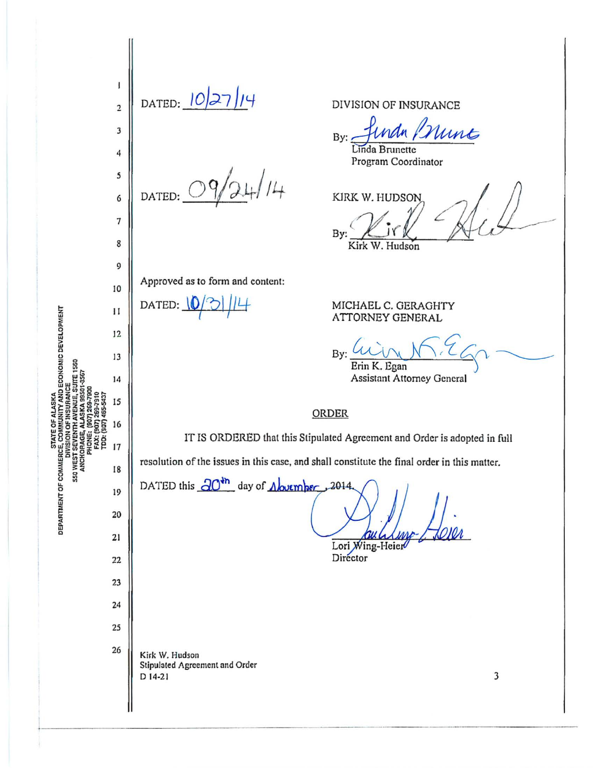DATED: 10/27/14

DIVISION OF INSURANCE

By: Linda Brunette
Linda Brunette
Program Coordinator

DATED: 09/24/14

KIRK W. HUDSON

By: Kirk W. Hudson
Kirk W. Hudson

Approved as to form and content:

DATED: 10/31/14

MICHAEL C. GERAGHTY
ATTORNEY GENERAL

By: Erin K. Egan
Erin K. Egan
Assistant Attorney General

## ORDER

IT IS ORDERED that this Stipulated Agreement and Order is adopted in full resolution of the issues in this case, and shall constitute the final order in this matter.

DATED this 20th day of November, 2014.

Lori Wing-Heier
Director

Kirk W. Hudson
Stipulated Agreement and Order
D 14-21